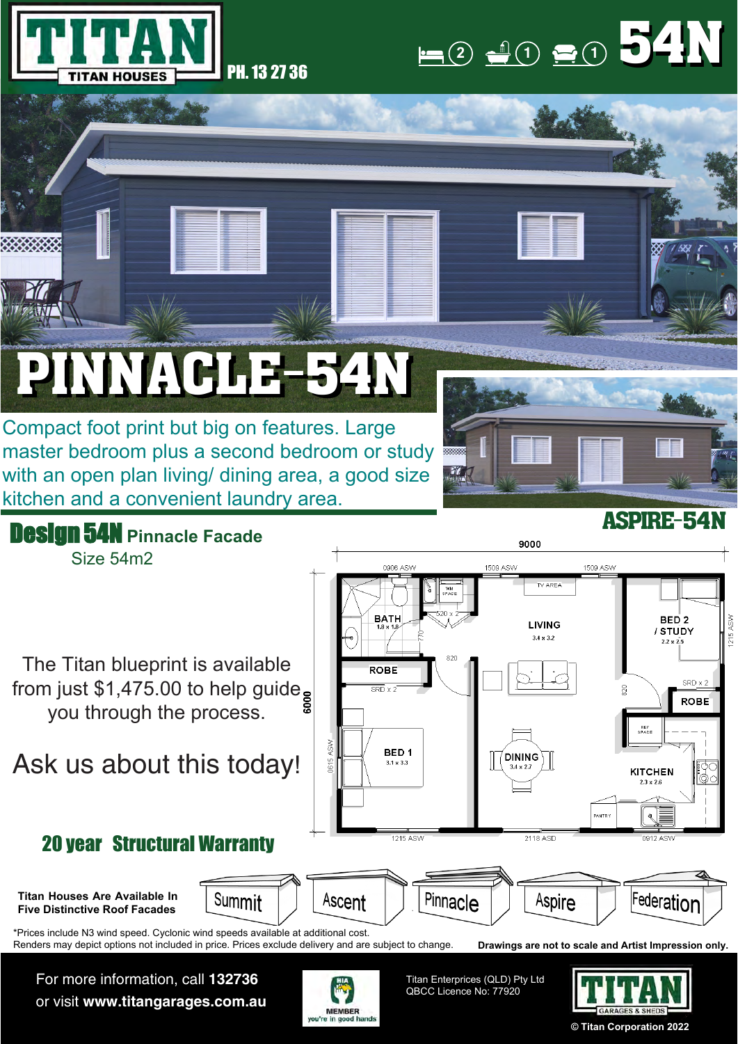# TITAN
TITAN HOUSES

PH. 13 27 36

2 1 1 **54N**

# PINNACLE-54N

Compact foot print but big on features. Large master bedroom plus a second bedroom or study with an open plan living/ dining area, a good size kitchen and a convenient laundry area.

## ASPIRE-54N

## Design 54N Pinnacle Facade

Size 54m2

The Titan blueprint is available from just $1,475.00 to help guide you through the process.

Ask us about this today!

## 20 year Structural Warranty

9000

6000

BATH 1.8 x 1.8

ROBE

BED 1 3.1 x 3.3

LIVING 3.4 x 3.2

DINING 3.4 x 2.7

BED 2 / STUDY 2.2 x 2.5

ROBE

KITCHEN 2.3 x 2.6

**Titan Houses Are Available In Five Distinctive Roof Facades**

Summit | Ascent | Pinnacle | Aspire | Federation

*Prices include N3 wind speed. Cyclonic wind speeds available at additional cost.
Renders may depict options not included in price. Prices exclude delivery and are subject to change.

**Drawings are not to scale and Artist Impression only.**

For more information, call **132736**
or visit **www.titangarages.com.au**

HIA MEMBER you're in good hands

Titan Enterprises (QLD) Pty Ltd
QBCC Licence No: 77920

TITAN GARAGES & SHEDS

© Titan Corporation 2022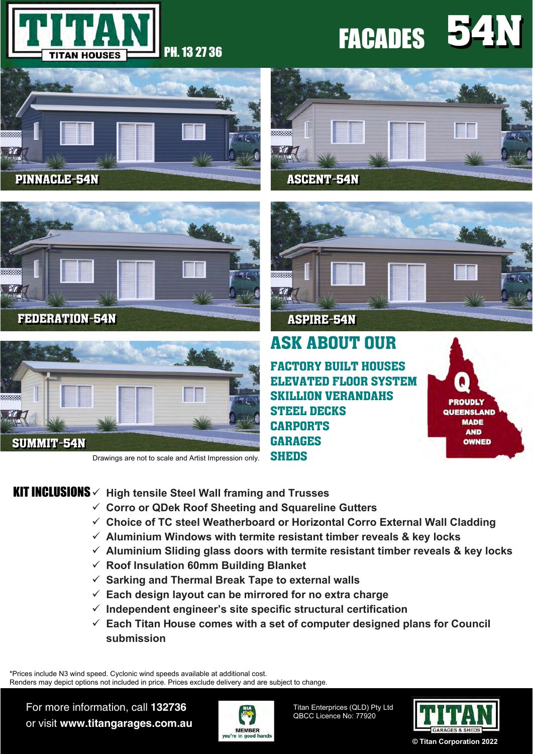TITAN

TITAN HOUSES

PH. 13 27 36

# FACADES 54N

PINNACLE-54N

ASCENT-54N

FEDERATION-54N

ASPIRE-54N

SUMMIT-54N

Drawings are not to scale and Artist Impression only.

## ASK ABOUT OUR

- FACTORY BUILT HOUSES
- ELEVATED FLOOR SYSTEM
- SKILLION VERANDAHS
- STEEL DECKS
- CARPORTS
- GARAGES
- SHEDS

Q PROUDLY QUEENSLAND MADE AND OWNED

## KIT INCLUSIONS

- ✓ High tensile Steel Wall framing and Trusses
- ✓ Corro or QDek Roof Sheeting and Squareline Gutters
- ✓ Choice of TC steel Weatherboard or Horizontal Corro External Wall Cladding
- ✓ Aluminium Windows with termite resistant timber reveals & key locks
- ✓ Aluminium Sliding glass doors with termite resistant timber reveals & key locks
- ✓ Roof Insulation 60mm Building Blanket
- ✓ Sarking and Thermal Break Tape to external walls
- ✓ Each design layout can be mirrored for no extra charge
- ✓ Independent engineer's site specific structural certification
- ✓ Each Titan House comes with a set of computer designed plans for Council submission

*Prices include N3 wind speed. Cyclonic wind speeds available at additional cost.
Renders may depict options not included in price. Prices exclude delivery and are subject to change.

For more information, call **132736**
or visit **www.titangarages.com.au**

HIA MEMBER you're in good hands

Titan Enterprices (QLD) Pty Ltd
QBCC Licence No: 77920

TITAN GARAGES & SHEDS

© Titan Corporation 2022